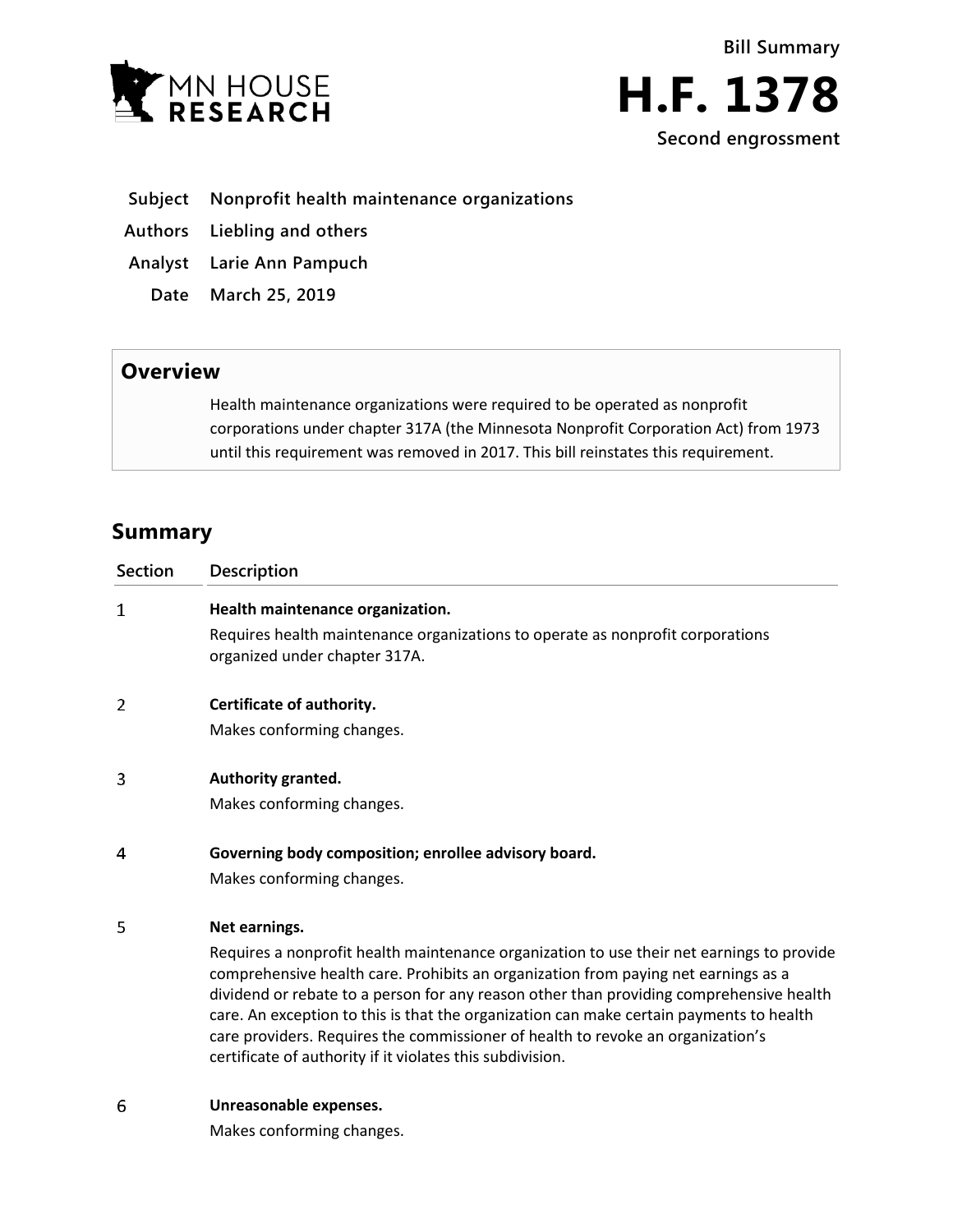MN HOUSE RESEARCH

**Bill Summary**

# H.F. 1378

**Second engrossment**

| | |
|---|---|
| **Subject** | **Nonprofit health maintenance organizations** |
| **Authors** | **Liebling and others** |
| **Analyst** | **Larie Ann Pampuch** |
| **Date** | **March 25, 2019** |

## Overview

Health maintenance organizations were required to be operated as nonprofit corporations under chapter 317A (the Minnesota Nonprofit Corporation Act) from 1973 until this requirement was removed in 2017. This bill reinstates this requirement.

## Summary

| Section | Description |
|---|---|
| 1 | **Health maintenance organization.**<br>Requires health maintenance organizations to operate as nonprofit corporations organized under chapter 317A. |
| 2 | **Certificate of authority.**<br>Makes conforming changes. |
| 3 | **Authority granted.**<br>Makes conforming changes. |
| 4 | **Governing body composition; enrollee advisory board.**<br>Makes conforming changes. |
| 5 | **Net earnings.**<br>Requires a nonprofit health maintenance organization to use their net earnings to provide comprehensive health care. Prohibits an organization from paying net earnings as a dividend or rebate to a person for any reason other than providing comprehensive health care. An exception to this is that the organization can make certain payments to health care providers. Requires the commissioner of health to revoke an organization's certificate of authority if it violates this subdivision. |
| 6 | **Unreasonable expenses.**<br>Makes conforming changes. |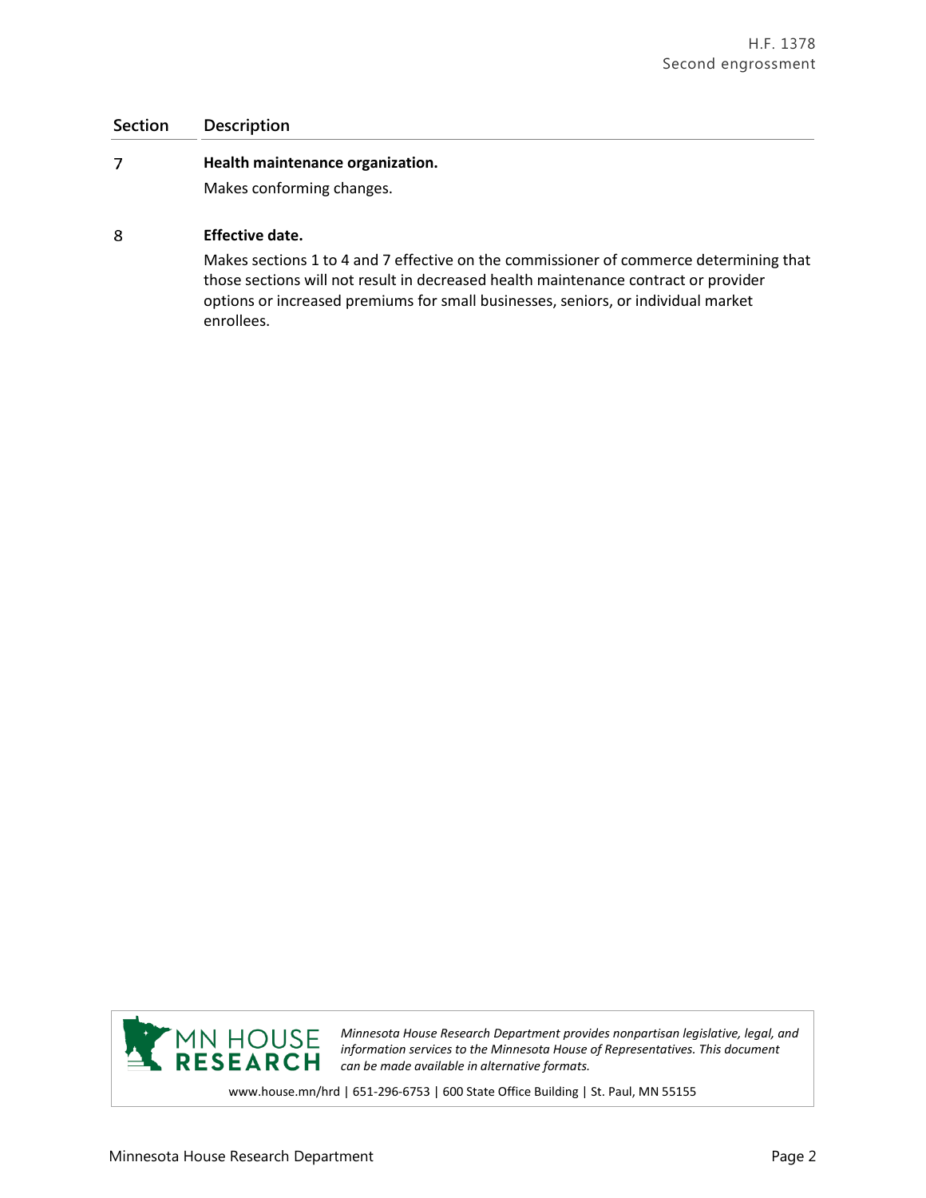| Section | Description |
| --- | --- |
| 7 | **Health maintenance organization.**<br>Makes conforming changes. |
| 8 | **Effective date.**<br>Makes sections 1 to 4 and 7 effective on the commissioner of commerce determining that those sections will not result in decreased health maintenance contract or provider options or increased premiums for small businesses, seniors, or individual market enrollees. |

MN HOUSE RESEARCH

*Minnesota House Research Department provides nonpartisan legislative, legal, and information services to the Minnesota House of Representatives. This document can be made available in alternative formats.*

www.house.mn/hrd | 651-296-6753 | 600 State Office Building | St. Paul, MN 55155